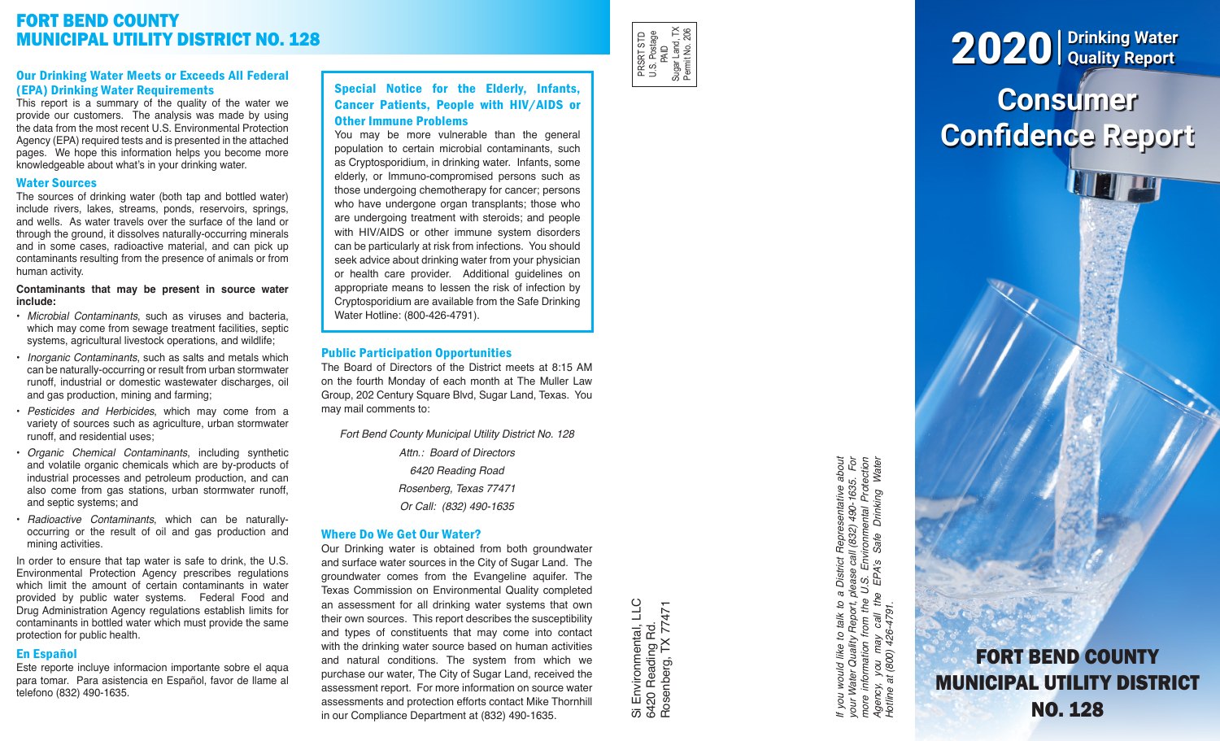# FORT BEND COUNTY MUNICIPAL UTILITY DISTRICT NO. 128

## Our Drinking Water Meets or Exceeds All Federal (EPA) Drinking Water Requirements

This report is a summary of the quality of the water we provide our customers. The analysis was made by using the data from the most recent U.S. Environmental Protection Agency (EPA) required tests and is presented in the attached pages. We hope this information helps you become more knowledgeable about what's in your drinking water.

## Water Sources

The sources of drinking water (both tap and bottled water) include rivers, lakes, streams, ponds, reservoirs, springs, and wells. As water travels over the surface of the land or through the ground, it dissolves naturally-occurring minerals and in some cases, radioactive material, and can pick up contaminants resulting from the presence of animals or from human activity.

**Contaminants that may be present in source water include:**

- *Microbial Contaminants*, such as viruses and bacteria, which may come from sewage treatment facilities, septic systems, agricultural livestock operations, and wildlife;
- *Inorganic Contaminants*, such as salts and metals which can be naturally-occurring or result from urban stormwater runoff, industrial or domestic wastewater discharges, oil and gas production, mining and farming;
- *Pesticides and Herbicides*, which may come from a variety of sources such as agriculture, urban stormwater runoff, and residential uses;
- *Organic Chemical Contaminants*, including synthetic and volatile organic chemicals which are by-products of industrial processes and petroleum production, and can also come from gas stations, urban stormwater runoff, and septic systems; and
- *Radioactive Contaminants*, which can be naturally-occurring or the result of oil and gas production and mining activities.

In order to ensure that tap water is safe to drink, the U.S. Environmental Protection Agency prescribes regulations which limit the amount of certain contaminants in water provided by public water systems. Federal Food and Drug Administration Agency regulations establish limits for contaminants in bottled water which must provide the same protection for public health.

## En Español

Este reporte incluye informacion importante sobre el aqua para tomar. Para asistencia en Español, favor de llame al telefono (832) 490-1635.

## Special Notice for the Elderly, Infants, Cancer Patients, People with HIV/AIDS or Other Immune Problems

You may be more vulnerable than the general population to certain microbial contaminants, such as Cryptosporidium, in drinking water. Infants, some elderly, or Immuno-compromised persons such as those undergoing chemotherapy for cancer; persons who have undergone organ transplants; those who are undergoing treatment with steroids; and people with HIV/AIDS or other immune system disorders can be particularly at risk from infections. You should seek advice about drinking water from your physician or health care provider. Additional guidelines on appropriate means to lessen the risk of infection by Cryptosporidium are available from the Safe Drinking Water Hotline: (800-426-4791).

## Public Participation Opportunities

The Board of Directors of the District meets at 8:15 AM on the fourth Monday of each month at The Muller Law Group, 202 Century Square Blvd, Sugar Land, Texas. You may mail comments to:

*Fort Bend County Municipal Utility District No. 128*
*Attn.: Board of Directors*
*6420 Reading Road*
*Rosenberg, Texas 77471*
*Or Call: (832) 490-1635*

## Where Do We Get Our Water?

Our Drinking water is obtained from both groundwater and surface water sources in the City of Sugar Land. The groundwater comes from the Evangeline aquifer. The Texas Commission on Environmental Quality completed an assessment for all drinking water systems that own their own sources. This report describes the susceptibility and types of constituents that may come into contact with the drinking water source based on human activities and natural conditions. The system from which we purchase our water, The City of Sugar Land, received the assessment report. For more information on source water assessments and protection efforts contact Mike Thornhill in our Compliance Department at (832) 490-1635.

PRSRT STD
U.S. Postage
PAID
Sugar Land, TX
Permit No. 206

Si Environmental, LLC
6420 Reading Rd.
Rosenberg, TX 77471

*If you would like to talk to a District Representative about your Water Quality Report, please call (832) 490-1635. For more information from the U.S. Environmental Protection Agency, you may call the EPA's Safe Drinking Water Hotline at (800) 426-4791.*

# 2020 | Drinking Water Quality Report

# Consumer Confidence Report

## FORT BEND COUNTY MUNICIPAL UTILITY DISTRICT NO. 128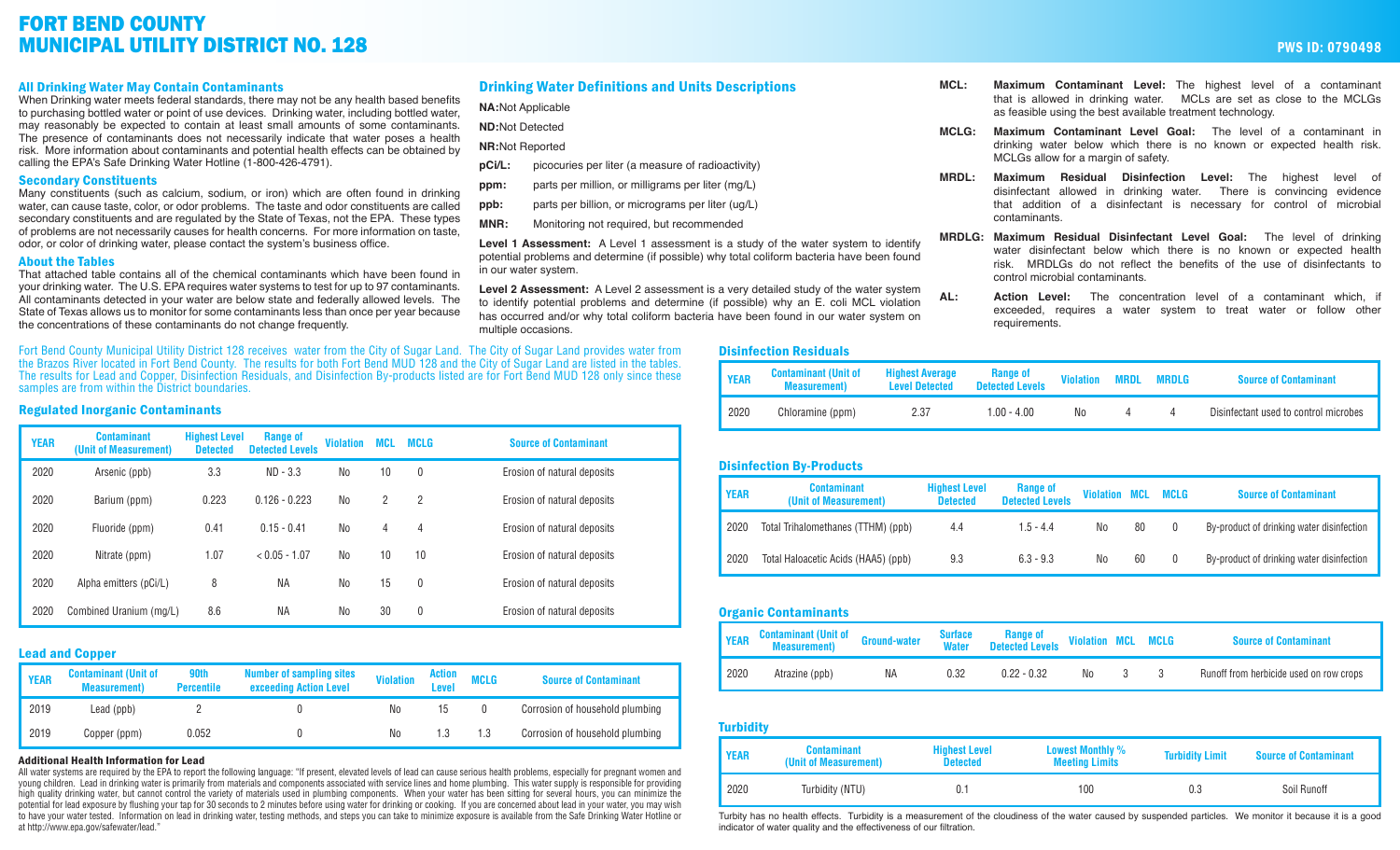# FORT BEND COUNTY MUNICIPAL UTILITY DISTRICT NO. 128

PWS ID: 0790498

## All Drinking Water May Contain Contaminants

When Drinking water meets federal standards, there may not be any health based benefits to purchasing bottled water or point of use devices. Drinking water, including bottled water, may reasonably be expected to contain at least small amounts of some contaminants. The presence of contaminants does not necessarily indicate that water poses a health risk. More information about contaminants and potential health effects can be obtained by calling the EPA's Safe Drinking Water Hotline (1-800-426-4791).

## Secondary Constituents

Many constituents (such as calcium, sodium, or iron) which are often found in drinking water, can cause taste, color, or odor problems. The taste and odor constituents are called secondary constituents and are regulated by the State of Texas, not the EPA. These types of problems are not necessarily causes for health concerns. For more information on taste, odor, or color of drinking water, please contact the system's business office.

## About the Tables

That attached table contains all of the chemical contaminants which have been found in your drinking water. The U.S. EPA requires water systems to test for up to 97 contaminants. All contaminants detected in your water are below state and federally allowed levels. The State of Texas allows us to monitor for some contaminants less than once per year because the concentrations of these contaminants do not change frequently.

## Drinking Water Definitions and Units Descriptions

**NA:** Not Applicable

**ND:** Not Detected

**NR:** Not Reported

**pCi/L:** picocuries per liter (a measure of radioactivity)

**ppm:** parts per million, or milligrams per liter (mg/L)

**ppb:** parts per billion, or micrograms per liter (ug/L)

**MNR:** Monitoring not required, but recommended

**Level 1 Assessment:** A Level 1 assessment is a study of the water system to identify potential problems and determine (if possible) why total coliform bacteria have been found in our water system.

**Level 2 Assessment:** A Level 2 assessment is a very detailed study of the water system to identify potential problems and determine (if possible) why an E. coli MCL violation has occurred and/or why total coliform bacteria have been found in our water system on multiple occasions.

**MCL:** **Maximum Contaminant Level:** The highest level of a contaminant that is allowed in drinking water. MCLs are set as close to the MCLGs as feasible using the best available treatment technology.

**MCLG:** **Maximum Contaminant Level Goal:** The level of a contaminant in drinking water below which there is no known or expected health risk. MCLGs allow for a margin of safety.

**MRDL:** **Maximum Residual Disinfection Level:** The highest level of disinfectant allowed in drinking water. There is convincing evidence that addition of a disinfectant is necessary for control of microbial contaminants.

**MRDLG:** **Maximum Residual Disinfectant Level Goal:** The level of drinking water disinfectant below which there is no known or expected health risk. MRDLGs do not reflect the benefits of the use of disinfectants to control microbial contaminants.

**AL:** **Action Level:** The concentration level of a contaminant which, if exceeded, requires a water system to treat water or follow other requirements.

Fort Bend County Municipal Utility District 128 receives water from the City of Sugar Land. The City of Sugar Land provides water from the Brazos River located in Fort Bend County. The results for both Fort Bend MUD 128 and the City of Sugar Land are listed in the tables. The results for Lead and Copper, Disinfection Residuals, and Disinfection By-products listed are for Fort Bend MUD 128 only since these samples are from within the District boundaries.

## Regulated Inorganic Contaminants

| YEAR | Contaminant (Unit of Measurement) | Highest Level Detected | Range of Detected Levels | Violation | MCL | MCLG | Source of Contaminant |
|---|---|---|---|---|---|---|---|
| 2020 | Arsenic (ppb) | 3.3 | ND - 3.3 | No | 10 | 0 | Erosion of natural deposits |
| 2020 | Barium (ppm) | 0.223 | 0.126 - 0.223 | No | 2 | 2 | Erosion of natural deposits |
| 2020 | Fluoride (ppm) | 0.41 | 0.15 - 0.41 | No | 4 | 4 | Erosion of natural deposits |
| 2020 | Nitrate (ppm) | 1.07 | < 0.05 - 1.07 | No | 10 | 10 | Erosion of natural deposits |
| 2020 | Alpha emitters (pCi/L) | 8 | NA | No | 15 | 0 | Erosion of natural deposits |
| 2020 | Combined Uranium (mg/L) | 8.6 | NA | No | 30 | 0 | Erosion of natural deposits |

## Lead and Copper

| YEAR | Contaminant (Unit of Measurement) | 90th Percentile | Number of sampling sites exceeding Action Level | Violation | Action Level | MCLG | Source of Contaminant |
|---|---|---|---|---|---|---|---|
| 2019 | Lead (ppb) | 2 | 0 | No | 15 | 0 | Corrosion of household plumbing |
| 2019 | Copper (ppm) | 0.052 | 0 | No | 1.3 | 1.3 | Corrosion of household plumbing |

### Additional Health Information for Lead

All water systems are required by the EPA to report the following language: "If present, elevated levels of lead can cause serious health problems, especially for pregnant women and young children. Lead in drinking water is primarily from materials and components associated with service lines and home plumbing. This water supply is responsible for providing high quality drinking water, but cannot control the variety of materials used in plumbing components. When your water has been sitting for several hours, you can minimize the potential for lead exposure by flushing your tap for 30 seconds to 2 minutes before using water for drinking or cooking. If you are concerned about lead in your water, you may wish to have your water tested. Information on lead in drinking water, testing methods, and steps you can take to minimize exposure is available from the Safe Drinking Water Hotline or at http://www.epa.gov/safewater/lead."

## Disinfection Residuals

| YEAR | Contaminant (Unit of Measurement) | Highest Average Level Detected | Range of Detected Levels | Violation | MRDL | MRDLG | Source of Contaminant |
|---|---|---|---|---|---|---|---|
| 2020 | Chloramine (ppm) | 2.37 | 1.00 - 4.00 | No | 4 | 4 | Disinfectant used to control microbes |

## Disinfection By-Products

| YEAR | Contaminant (Unit of Measurement) | Highest Level Detected | Range of Detected Levels | Violation | MCL | MCLG | Source of Contaminant |
|---|---|---|---|---|---|---|---|
| 2020 | Total Trihalomethanes (TTHM) (ppb) | 4.4 | 1.5 - 4.4 | No | 80 | 0 | By-product of drinking water disinfection |
| 2020 | Total Haloacetic Acids (HAA5) (ppb) | 9.3 | 6.3 - 9.3 | No | 60 | 0 | By-product of drinking water disinfection |

## Organic Contaminants

| YEAR | Contaminant (Unit of Measurement) | Ground-water | Surface Water | Range of Detected Levels | Violation | MCL | MCLG | Source of Contaminant |
|---|---|---|---|---|---|---|---|---|
| 2020 | Atrazine (ppb) | NA | 0.32 | 0.22 - 0.32 | No | 3 | 3 | Runoff from herbicide used on row crops |

## Turbidity

| YEAR | Contaminant (Unit of Measurement) | Highest Level Detected | Lowest Monthly % Meeting Limits | Turbidity Limit | Source of Contaminant |
|---|---|---|---|---|---|
| 2020 | Turbidity (NTU) | 0.1 | 100 | 0.3 | Soil Runoff |

Turbidity has no health effects. Turbidity is a measurement of the cloudiness of the water caused by suspended particles. We monitor it because it is a good indicator of water quality and the effectiveness of our filtration.